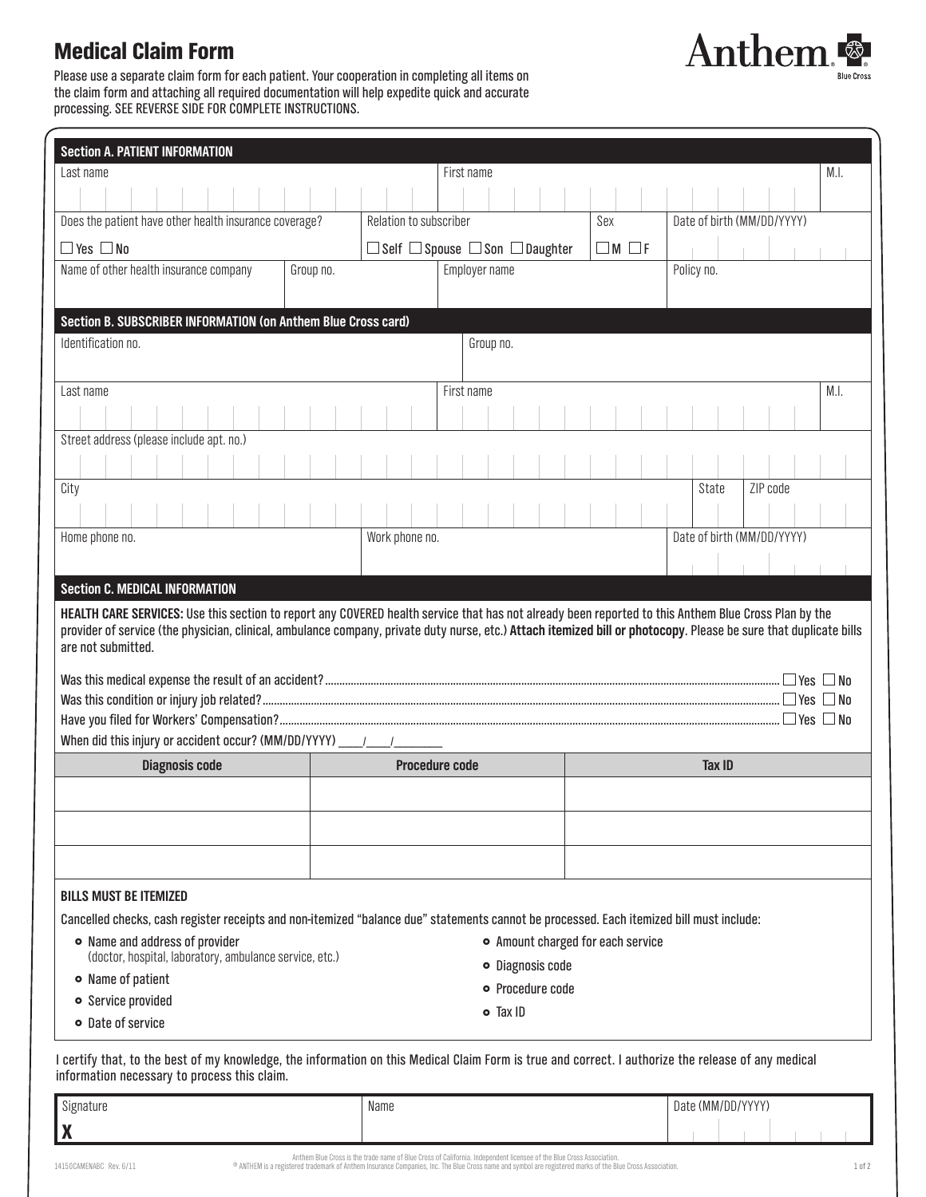# Medical Claim Form

Anthem Blue Cross

Please use a separate claim form for each patient. Your cooperation in completing all items on the claim form and attaching all required documentation will help expedite quick and accurate processing. SEE REVERSE SIDE FOR COMPLETE INSTRUCTIONS.

## Section A. PATIENT INFORMATION

| Last name | First name | M.I. |
|---|---|---|
| | | |

| Does the patient have other health insurance coverage? | Relation to subscriber | Sex | Date of birth (MM/DD/YYYY) |
|---|---|---|---|
| ☐ Yes ☐ No | ☐ Self ☐ Spouse ☐ Son ☐ Daughter | ☐ M ☐ F | |

| Name of other health insurance company | Group no. | Employer name | Policy no. |
|---|---|---|---|
| | | | |

## Section B. SUBSCRIBER INFORMATION (on Anthem Blue Cross card)

| Identification no. | Group no. |
|---|---|
| | |

| Last name | First name | M.I. |
|---|---|---|
| | | |

| Street address (please include apt. no.) |
|---|
| |

| City | State | ZIP code |
|---|---|---|
| | | |

| Home phone no. | Work phone no. | Date of birth (MM/DD/YYYY) |
|---|---|---|
| | | |

## Section C. MEDICAL INFORMATION

**HEALTH CARE SERVICES:** Use this section to report any COVERED health service that has not already been reported to this Anthem Blue Cross Plan by the provider of service (the physician, clinical, ambulance company, private duty nurse, etc.) **Attach itemized bill or photocopy**. Please be sure that duplicate bills are not submitted.

Was this medical expense the result of an accident? ☐ Yes ☐ No

Was this condition or injury job related? ☐ Yes ☐ No

Have you filed for Workers' Compensation? ☐ Yes ☐ No

When did this injury or accident occur? (MM/DD/YYYY) ____/____/________

| Diagnosis code | Procedure code | Tax ID |
|---|---|---|
| | | |
| | | |
| | | |

**BILLS MUST BE ITEMIZED**

Cancelled checks, cash register receipts and non-itemized "balance due" statements cannot be processed. Each itemized bill must include:

- Name and address of provider (doctor, hospital, laboratory, ambulance service, etc.)
- Name of patient
- Service provided
- Date of service
- Amount charged for each service
- Diagnosis code
- Procedure code
- Tax ID

I certify that, to the best of my knowledge, the information on this Medical Claim Form is true and correct. I authorize the release of any medical information necessary to process this claim.

| Signature | Name | Date (MM/DD/YYYY) |
|---|---|---|
| X | | |

14150CAMENABC Rev. 6/11

Anthem Blue Cross is the trade name of Blue Cross of California. Independent licensee of the Blue Cross Association.
® ANTHEM is a registered trademark of Anthem Insurance Companies, Inc. The Blue Cross name and symbol are registered marks of the Blue Cross Association.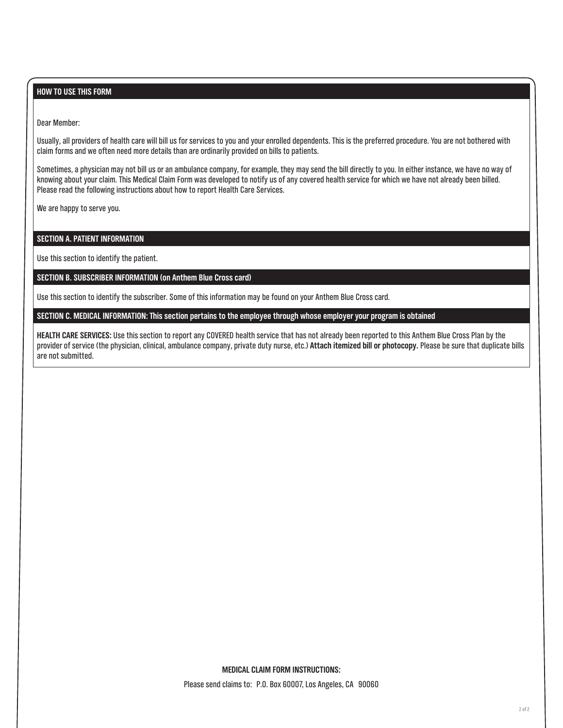## HOW TO USE THIS FORM

Dear Member:

Usually, all providers of health care will bill us for services to you and your enrolled dependents. This is the preferred procedure. You are not bothered with claim forms and we often need more details than are ordinarily provided on bills to patients.

Sometimes, a physician may not bill us or an ambulance company, for example, they may send the bill directly to you. In either instance, we have no way of knowing about your claim. This Medical Claim Form was developed to notify us of any covered health service for which we have not already been billed. Please read the following instructions about how to report Health Care Services.

We are happy to serve you.

## SECTION A. PATIENT INFORMATION

Use this section to identify the patient.

## SECTION B. SUBSCRIBER INFORMATION (on Anthem Blue Cross card)

Use this section to identify the subscriber. Some of this information may be found on your Anthem Blue Cross card.

## SECTION C. MEDICAL INFORMATION: This section pertains to the employee through whose employer your program is obtained

**HEALTH CARE SERVICES:** Use this section to report any COVERED health service that has not already been reported to this Anthem Blue Cross Plan by the provider of service (the physician, clinical, ambulance company, private duty nurse, etc.) **Attach itemized bill or photocopy.** Please be sure that duplicate bills are not submitted.

**MEDICAL CLAIM FORM INSTRUCTIONS:**

Please send claims to: P.O. Box 60007, Los Angeles, CA 90060